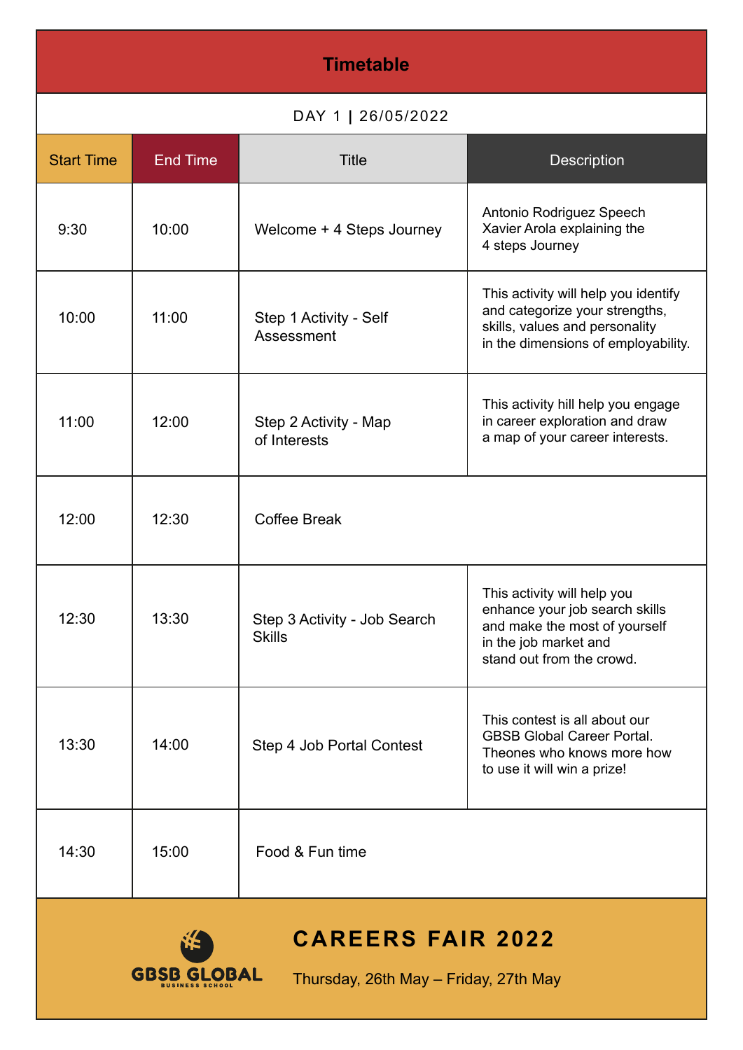# Timetable

DAY 1 | 26/05/2022

| Start Time | End Time | Title | Description |
|---|---|---|---|
| 9:30 | 10:00 | Welcome + 4 Steps Journey | Antonio Rodriguez Speech Xavier Arola explaining the 4 steps Journey |
| 10:00 | 11:00 | Step 1 Activity - Self Assessment | This activity will help you identify and categorize your strengths, skills, values and personality in the dimensions of employability. |
| 11:00 | 12:00 | Step 2 Activity - Map of Interests | This activity hill help you engage in career exploration and draw a map of your career interests. |
| 12:00 | 12:30 | Coffee Break | |
| 12:30 | 13:30 | Step 3 Activity - Job Search Skills | This activity will help you enhance your job search skills and make the most of yourself in the job market and stand out from the crowd. |
| 13:30 | 14:00 | Step 4 Job Portal Contest | This contest is all about our GBSB Global Career Portal. Theones who knows more how to use it will win a prize! |
| 14:30 | 15:00 | Food & Fun time | |

GBSB GLOBAL BUSINESS SCHOOL

## CAREERS FAIR 2022

Thursday, 26th May – Friday, 27th May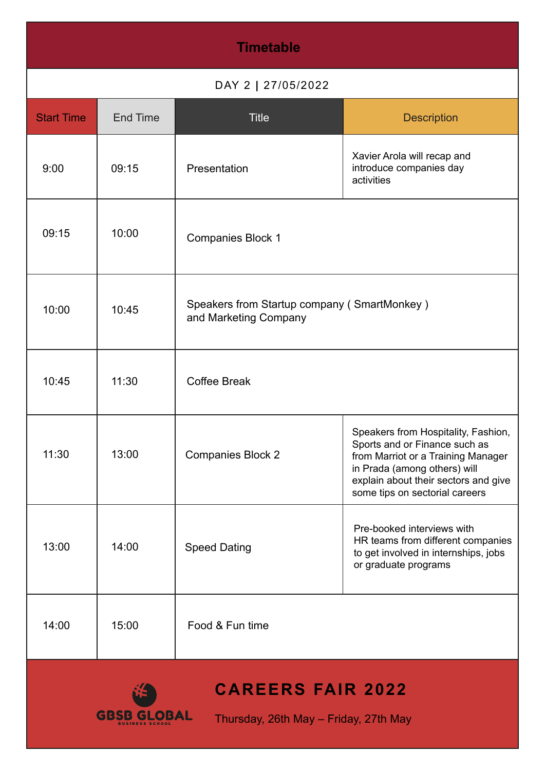## Timetable

DAY 2 | 27/05/2022

| Start Time | End Time | Title | Description |
|---|---|---|---|
| 9:00 | 09:15 | Presentation | Xavier Arola will recap and introduce companies day activities |
| 09:15 | 10:00 | Companies Block 1 | |
| 10:00 | 10:45 | Speakers from Startup company ( SmartMonkey ) and Marketing Company | |
| 10:45 | 11:30 | Coffee Break | |
| 11:30 | 13:00 | Companies Block 2 | Speakers from Hospitality, Fashion, Sports and or Finance such as from Marriot or a Training Manager in Prada (among others) will explain about their sectors and give some tips on sectorial careers |
| 13:00 | 14:00 | Speed Dating | Pre-booked interviews with HR teams from different companies to get involved in internships, jobs or graduate programs |
| 14:00 | 15:00 | Food & Fun time | |

GBSB GLOBAL BUSINESS SCHOOL

**CAREERS FAIR 2022**

Thursday, 26th May – Friday, 27th May